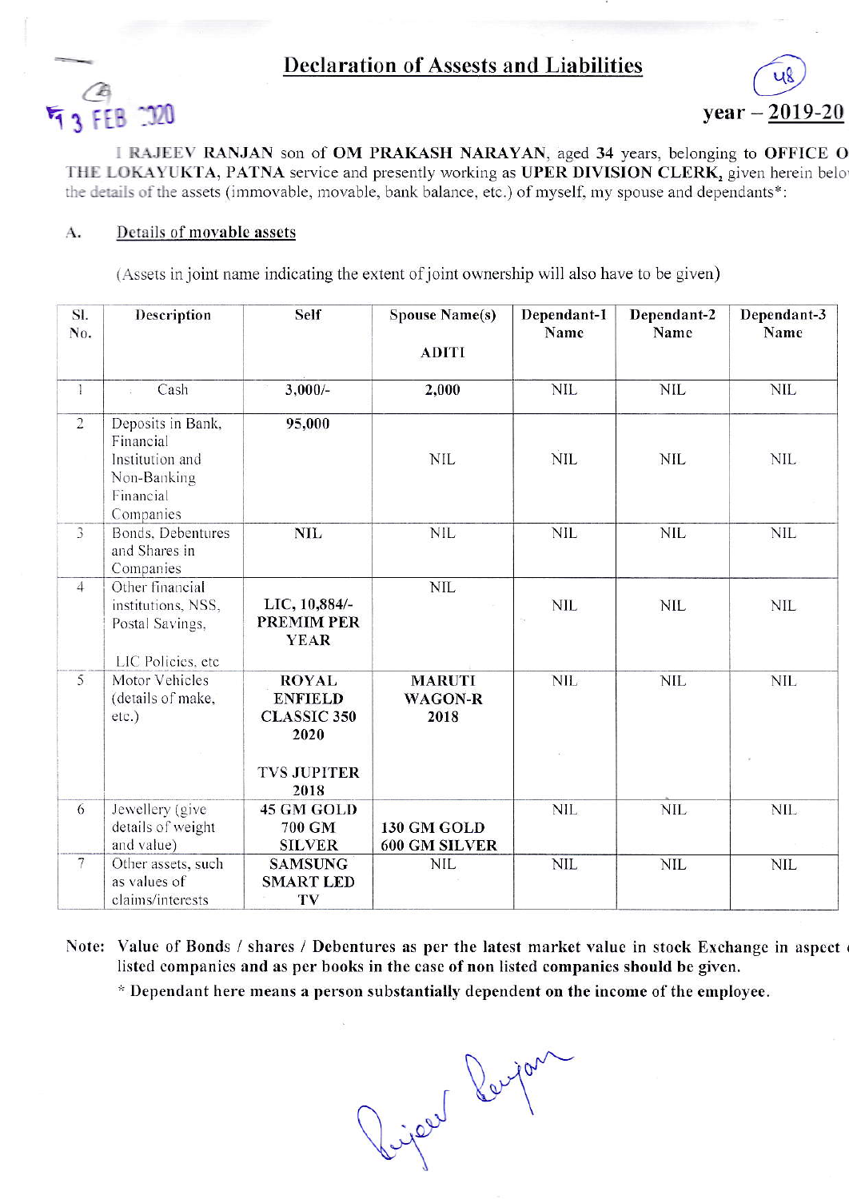# Declaration of Assests and Liabilities

year – 2019-20

I **RAJEEV RANJAN** son of **OM PRAKASH NARAYAN**, aged **34** years, belonging to **OFFICE OF THE LOKAYUKTA, PATNA** service and presently working as **UPER DIVISION CLERK,** given herein below the details of the assets (immovable, movable, bank balance, etc.) of myself, my spouse and dependants*:

A. Details of movable assets

(Assets in joint name indicating the extent of joint ownership will also have to be given)

| Sl. No. | Description | Self | Spouse Name(s) ADITI | Dependant-1 Name | Dependant-2 Name | Dependant-3 Name |
|---|---|---|---|---|---|---|
| 1 | Cash | 3,000/- | 2,000 | NIL | NIL | NIL |
| 2 | Deposits in Bank, Financial Institution and Non-Banking Financial Companies | 95,000 | NIL | NIL | NIL | NIL |
| 3 | Bonds, Debentures and Shares in Companies | NIL | NIL | NIL | NIL | NIL |
| 4 | Other financial institutions, NSS, Postal Savings, LIC Policies, etc | LIC, 10,884/- PREMIM PER YEAR | NIL | NIL | NIL | NIL |
| 5 | Motor Vehicles (details of make, etc.) | ROYAL ENFIELD CLASSIC 350 2020<br>TVS JUPITER 2018 | MARUTI WAGON-R 2018 | NIL | NIL | NIL |
| 6 | Jewellery (give details of weight and value) | 45 GM GOLD 700 GM SILVER | 130 GM GOLD 600 GM SILVER | NIL | NIL | NIL |
| 7 | Other assets, such as values of claims/interests | SAMSUNG SMART LED TV | NIL | NIL | NIL | NIL |

Note: Value of Bonds / shares / Debentures as per the latest market value in stock Exchange in aspect of listed companies and as per books in the case of non listed companies should be given.

\* Dependant here means a person substantially dependent on the income of the employee.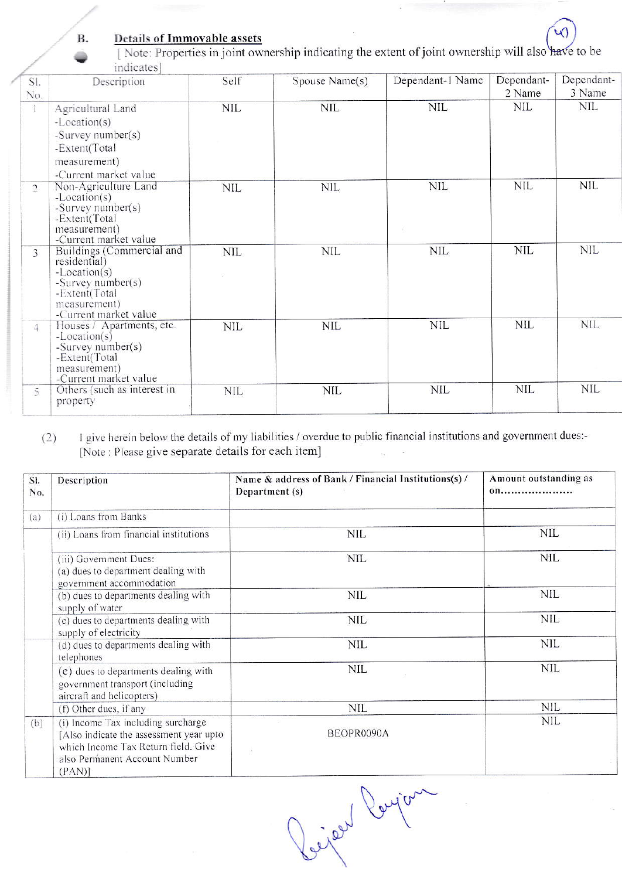## B. Details of Immovable assets

[ Note: Properties in joint ownership indicating the extent of joint ownership will also have to be indicates]

| Sl. No. | Description | Self | Spouse Name(s) | Dependant-1 Name | Dependant-2 Name | Dependant-3 Name |
|---|---|---|---|---|---|---|
| 1 | Agricultural Land<br>-Location(s)<br>-Survey number(s)<br>-Extent(Total measurement)<br>-Current market value | NIL | NIL | NIL | NIL | NIL |
| 2 | Non-Agriculture Land<br>-Location(s)<br>-Survey number(s)<br>-Extent(Total measurement)<br>-Current market value | NIL | NIL | NIL | NIL | NIL |
| 3 | Buildings (Commercial and residential)<br>-Location(s)<br>-Survey number(s)<br>-Extent(Total measurement)<br>-Current market value | NIL | NIL | NIL | NIL | NIL |
| 4 | Houses / Apartments, etc.<br>-Location(s)<br>-Survey number(s)<br>-Extent(Total measurement)<br>-Current market value | NIL | NIL | NIL | NIL | NIL |
| 5 | Others (such as interest in property | NIL | NIL | NIL | NIL | NIL |

(2) I give herein below the details of my liabilities / overdue to public financial institutions and government dues:-
[Note : Please give separate details for each item]

| Sl. No. | Description | Name & address of Bank / Financial Institutions(s) / Department (s) | Amount outstanding as on..................... |
|---|---|---|---|
| (a) | (i) Loans from Banks | | |
| | (ii) Loans from financial institutions | NIL | NIL |
| | (iii) Government Dues:<br>(a) dues to department dealing with government accommodation | NIL | NIL |
| | (b) dues to departments dealing with supply of water | NIL | NIL |
| | (c) dues to departments dealing with supply of electricity | NIL | NIL |
| | (d) dues to departments dealing with telephones | NIL | NIL |
| | (e) dues to departments dealing with government transport (including aircraft and helicopters) | NIL | NIL |
| | (f) Other dues, if any | NIL | NIL |
| (b) | (i) Income Tax including surcharge [Also indicate the assessment year upto which Income Tax Return field. Give also Permanent Account Number (PAN)] | BEOPR0090A | NIL |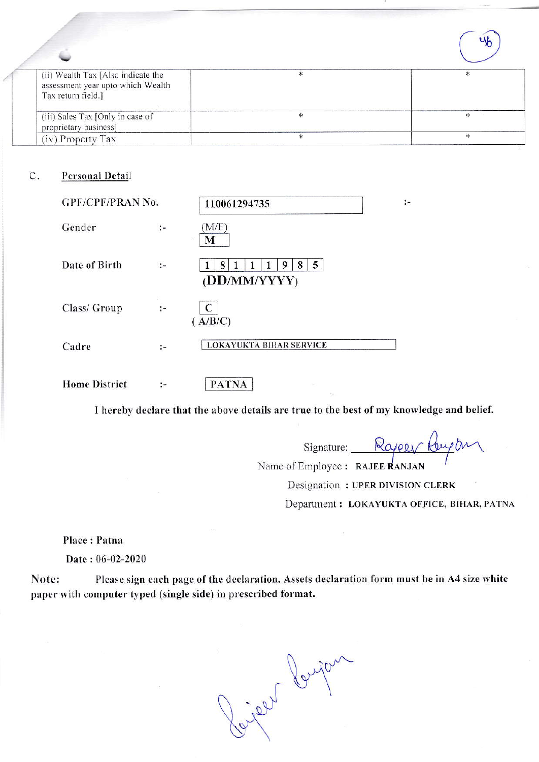| | | | |
|---|---|---|---|
| | (ii) Wealth Tax [Also indicate the assessment year upto which Wealth Tax return field.] | * | * |
| | (iii) Sales Tax [Only in case of proprietary business] | * | * |
| | (iv) Property Tax | * | * |

C. **Personal Detail**

GPF/CPF/PRAN No. :- 110061294735

Gender :- (M/F) M

Date of Birth :- 18/11/1985 (DD/MM/YYYY)

Class/ Group :- C (A/B/C)

Cadre :- LOKAYUKTA BIHAR SERVICE

**Home District** :- PATNA

I hereby **declare** that the above details are true to the **best of my** knowledge and belief.

Signature: Rajeev Ranjan

Name of Employee : **RAJEE RANJAN**

Designation : **UPER DIVISION CLERK**

Department : **LOKAYUKTA OFFICE, BIHAR, PATNA**

**Place : Patna**

**Date :** 06-02-2020

Note: **Please sign each page of the declaration. Assets declaration form must be in A4 size white paper with computer typed (single side) in prescribed format.**

Rajeev Ranjan